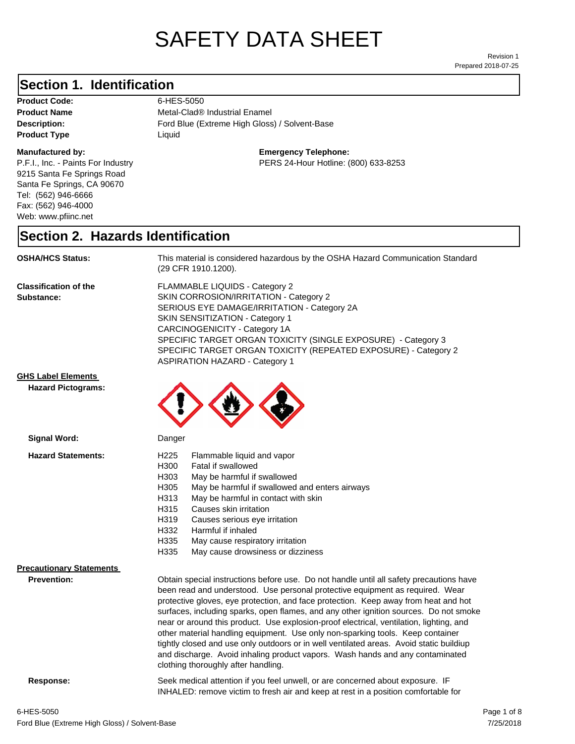# SAFETY DATA SHEET

Revision 1
Prepared 2018-07-25

## Section 1. Identification

**Product Code:** 6-HES-5050
**Product Name** Metal-Clad® Industrial Enamel
**Description:** Ford Blue (Extreme High Gloss) / Solvent-Base
**Product Type** Liquid

**Manufactured by:**
P.F.I., Inc. - Paints For Industry
9215 Santa Fe Springs Road
Santa Fe Springs, CA 90670
Tel: (562) 946-6666
Fax: (562) 946-4000
Web: www.pfiinc.net

**Emergency Telephone:**
PERS 24-Hour Hotline: (800) 633-8253

## Section 2. Hazards Identification

**OSHA/HCS Status:** This material is considered hazardous by the OSHA Hazard Communication Standard (29 CFR 1910.1200).

**Classification of the Substance:**
FLAMMABLE LIQUIDS - Category 2
SKIN CORROSION/IRRITATION - Category 2
SERIOUS EYE DAMAGE/IRRITATION - Category 2A
SKIN SENSITIZATION - Category 1
CARCINOGENICITY - Category 1A
SPECIFIC TARGET ORGAN TOXICITY (SINGLE EXPOSURE) - Category 3
SPECIFIC TARGET ORGAN TOXICITY (REPEATED EXPOSURE) - Category 2
ASPIRATION HAZARD - Category 1

**GHS Label Elements**

**Hazard Pictograms:**

**Signal Word:** Danger

**Hazard Statements:**

| | |
|---|---|
| H225 | Flammable liquid and vapor |
| H300 | Fatal if swallowed |
| H303 | May be harmful if swallowed |
| H305 | May be harmful if swallowed and enters airways |
| H313 | May be harmful in contact with skin |
| H315 | Causes skin irritation |
| H319 | Causes serious eye irritation |
| H332 | Harmful if inhaled |
| H335 | May cause respiratory irritation |
| H335 | May cause drowsiness or dizziness |

**Precautionary Statements**

**Prevention:** Obtain special instructions before use. Do not handle until all safety precautions have been read and understood. Use personal protective equipment as required. Wear protective gloves, eye protection, and face protection. Keep away from heat and hot surfaces, including sparks, open flames, and any other ignition sources. Do not smoke near or around this product. Use explosion-proof electrical, ventilation, lighting, and other material handling equipment. Use only non-sparking tools. Keep container tightly closed and use only outdoors or in well ventilated areas. Avoid static buildiup and discharge. Avoid inhaling product vapors. Wash hands and any contaminated clothing thoroughly after handling.

**Response:** Seek medical attention if you feel unwell, or are concerned about exposure. IF INHALED: remove victim to fresh air and keep at rest in a position comfortable for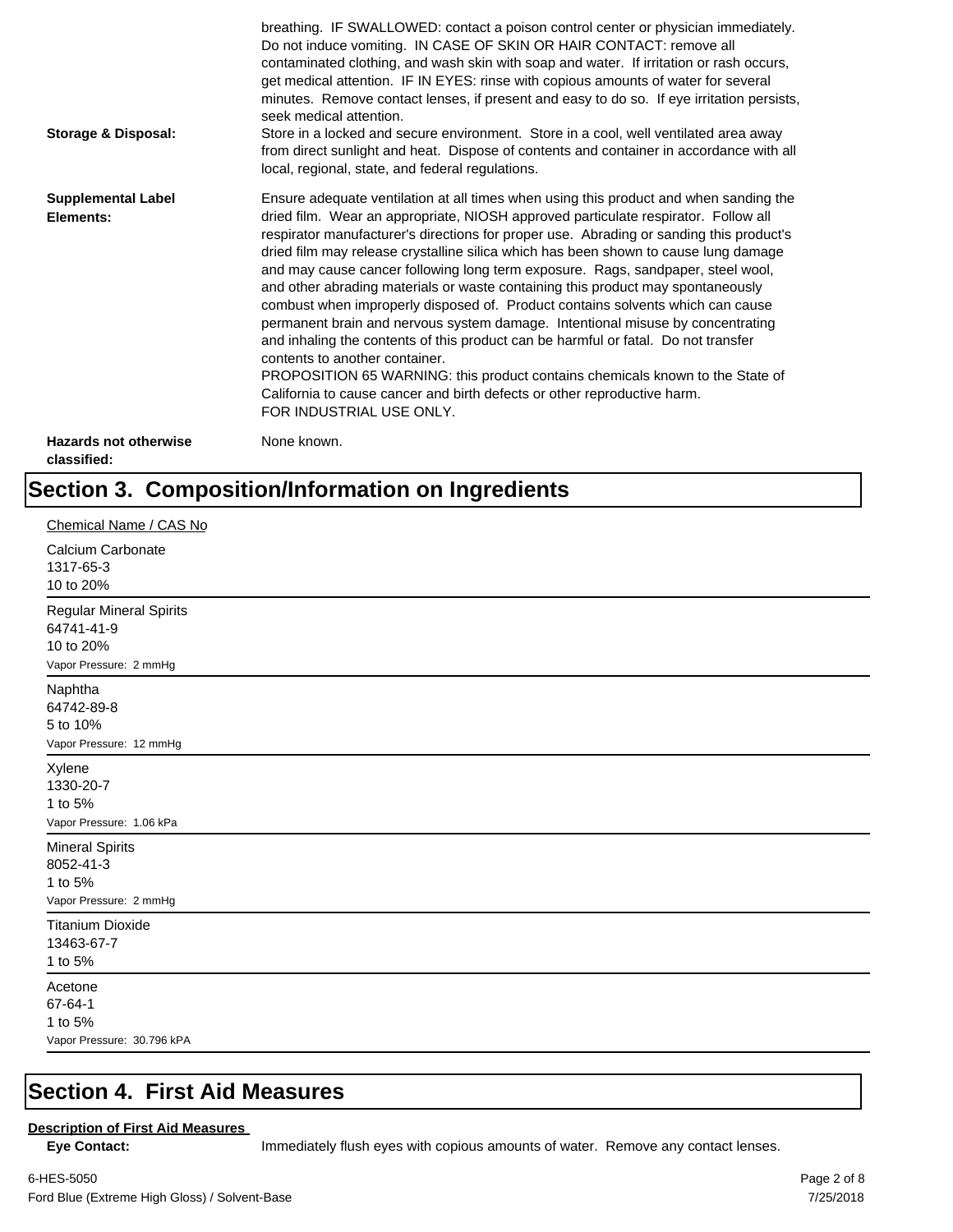breathing. IF SWALLOWED: contact a poison control center or physician immediately. Do not induce vomiting. IN CASE OF SKIN OR HAIR CONTACT: remove all contaminated clothing, and wash skin with soap and water. If irritation or rash occurs, get medical attention. IF IN EYES: rinse with copious amounts of water for several minutes. Remove contact lenses, if present and easy to do so. If eye irritation persists, seek medical attention.

**Storage & Disposal:** Store in a locked and secure environment. Store in a cool, well ventilated area away from direct sunlight and heat. Dispose of contents and container in accordance with all local, regional, state, and federal regulations.

**Supplemental Label Elements:** Ensure adequate ventilation at all times when using this product and when sanding the dried film. Wear an appropriate, NIOSH approved particulate respirator. Follow all respirator manufacturer's directions for proper use. Abrading or sanding this product's dried film may release crystalline silica which has been shown to cause lung damage and may cause cancer following long term exposure. Rags, sandpaper, steel wool, and other abrading materials or waste containing this product may spontaneously combust when improperly disposed of. Product contains solvents which can cause permanent brain and nervous system damage. Intentional misuse by concentrating and inhaling the contents of this product can be harmful or fatal. Do not transfer contents to another container.
PROPOSITION 65 WARNING: this product contains chemicals known to the State of California to cause cancer and birth defects or other reproductive harm.
FOR INDUSTRIAL USE ONLY.

**Hazards not otherwise classified:** None known.

# Section 3. Composition/Information on Ingredients

Chemical Name / CAS No

Calcium Carbonate
1317-65-3
10 to 20%

---

Regular Mineral Spirits
64741-41-9
10 to 20%
Vapor Pressure: 2 mmHg

---

Naphtha
64742-89-8
5 to 10%
Vapor Pressure: 12 mmHg

---

Xylene
1330-20-7
1 to 5%
Vapor Pressure: 1.06 kPa

---

Mineral Spirits
8052-41-3
1 to 5%
Vapor Pressure: 2 mmHg

---

Titanium Dioxide
13463-67-7
1 to 5%

---

Acetone
67-64-1
1 to 5%
Vapor Pressure: 30.796 kPA

---

# Section 4. First Aid Measures

**Description of First Aid Measures**

**Eye Contact:** Immediately flush eyes with copious amounts of water. Remove any contact lenses.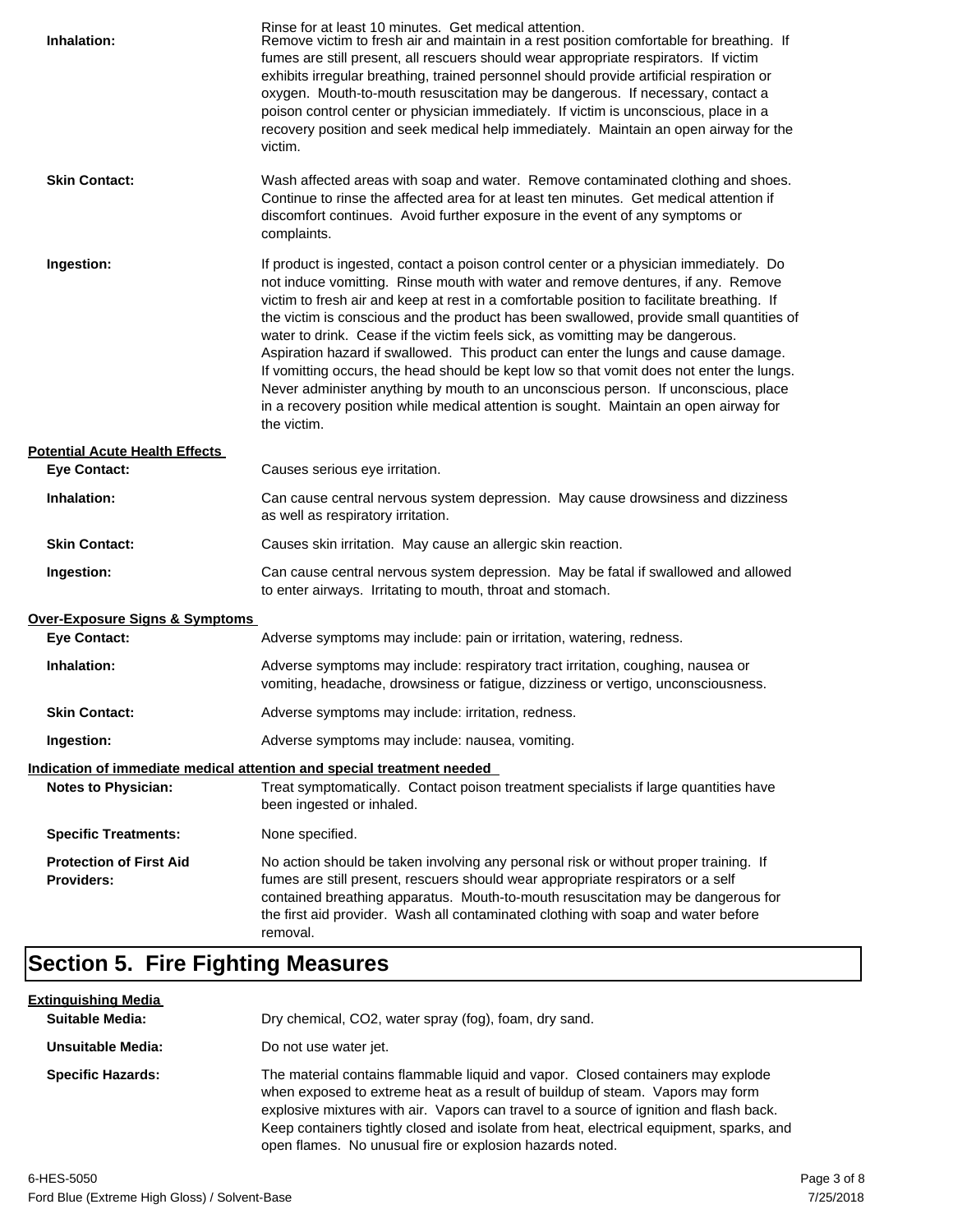Rinse for at least 10 minutes. Get medical attention.

| | |
|---|---|
| **Inhalation:** | Remove victim to fresh air and maintain in a rest position comfortable for breathing. If fumes are still present, all rescuers should wear appropriate respirators. If victim exhibits irregular breathing, trained personnel should provide artificial respiration or oxygen. Mouth-to-mouth resuscitation may be dangerous. If necessary, contact a poison control center or physician immediately. If victim is unconscious, place in a recovery position and seek medical help immediately. Maintain an open airway for the victim. |
| **Skin Contact:** | Wash affected areas with soap and water. Remove contaminated clothing and shoes. Continue to rinse the affected area for at least ten minutes. Get medical attention if discomfort continues. Avoid further exposure in the event of any symptoms or complaints. |
| **Ingestion:** | If product is ingested, contact a poison control center or a physician immediately. Do not induce vomitting. Rinse mouth with water and remove dentures, if any. Remove victim to fresh air and keep at rest in a comfortable position to facilitate breathing. If the victim is conscious and the product has been swallowed, provide small quantities of water to drink. Cease if the victim feels sick, as vomitting may be dangerous. Aspiration hazard if swallowed. This product can enter the lungs and cause damage. If vomitting occurs, the head should be kept low so that vomit does not enter the lungs. Never administer anything by mouth to an unconscious person. If unconscious, place in a recovery position while medical attention is sought. Maintain an open airway for the victim. |

**Potential Acute Health Effects**

| | |
|---|---|
| **Eye Contact:** | Causes serious eye irritation. |
| **Inhalation:** | Can cause central nervous system depression. May cause drowsiness and dizziness as well as respiratory irritation. |
| **Skin Contact:** | Causes skin irritation. May cause an allergic skin reaction. |
| **Ingestion:** | Can cause central nervous system depression. May be fatal if swallowed and allowed to enter airways. Irritating to mouth, throat and stomach. |

**Over-Exposure Signs & Symptoms**

| | |
|---|---|
| **Eye Contact:** | Adverse symptoms may include: pain or irritation, watering, redness. |
| **Inhalation:** | Adverse symptoms may include: respiratory tract irritation, coughing, nausea or vomiting, headache, drowsiness or fatigue, dizziness or vertigo, unconsciousness. |
| **Skin Contact:** | Adverse symptoms may include: irritation, redness. |
| **Ingestion:** | Adverse symptoms may include: nausea, vomiting. |

**Indication of immediate medical attention and special treatment needed**

| | |
|---|---|
| **Notes to Physician:** | Treat symptomatically. Contact poison treatment specialists if large quantities have been ingested or inhaled. |
| **Specific Treatments:** | None specified. |
| **Protection of First Aid Providers:** | No action should be taken involving any personal risk or without proper training. If fumes are still present, rescuers should wear appropriate respirators or a self contained breathing apparatus. Mouth-to-mouth resuscitation may be dangerous for the first aid provider. Wash all contaminated clothing with soap and water before removal. |

# Section 5. Fire Fighting Measures

**Extinguishing Media**

| | |
|---|---|
| **Suitable Media:** | Dry chemical, CO2, water spray (fog), foam, dry sand. |
| **Unsuitable Media:** | Do not use water jet. |
| **Specific Hazards:** | The material contains flammable liquid and vapor. Closed containers may explode when exposed to extreme heat as a result of buildup of steam. Vapors may form explosive mixtures with air. Vapors can travel to a source of ignition and flash back. Keep containers tightly closed and isolate from heat, electrical equipment, sparks, and open flames. No unusual fire or explosion hazards noted. |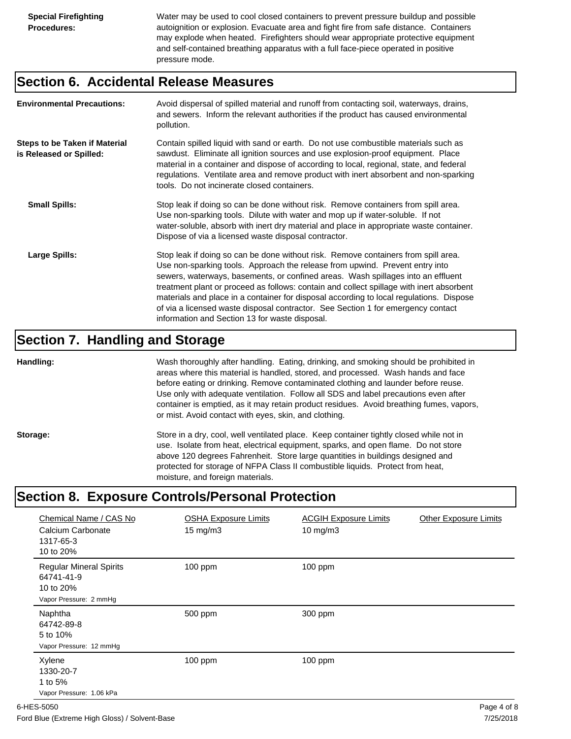**Special Firefighting Procedures:** Water may be used to cool closed containers to prevent pressure buildup and possible autoignition or explosion. Evacuate area and fight fire from safe distance. Containers may explode when heated. Firefighters should wear appropriate protective equipment and self-contained breathing apparatus with a full face-piece operated in positive pressure mode.

## Section 6. Accidental Release Measures

**Environmental Precautions:** Avoid dispersal of spilled material and runoff from contacting soil, waterways, drains, and sewers. Inform the relevant authorities if the product has caused environmental pollution.

**Steps to be Taken if Material is Released or Spilled:** Contain spilled liquid with sand or earth. Do not use combustible materials such as sawdust. Eliminate all ignition sources and use explosion-proof equipment. Place material in a container and dispose of according to local, regional, state, and federal regulations. Ventilate area and remove product with inert absorbent and non-sparking tools. Do not incinerate closed containers.

**Small Spills:** Stop leak if doing so can be done without risk. Remove containers from spill area. Use non-sparking tools. Dilute with water and mop up if water-soluble. If not water-soluble, absorb with inert dry material and place in appropriate waste container. Dispose of via a licensed waste disposal contractor.

**Large Spills:** Stop leak if doing so can be done without risk. Remove containers from spill area. Use non-sparking tools. Approach the release from upwind. Prevent entry into sewers, waterways, basements, or confined areas. Wash spillages into an effluent treatment plant or proceed as follows: contain and collect spillage with inert absorbent materials and place in a container for disposal according to local regulations. Dispose of via a licensed waste disposal contractor. See Section 1 for emergency contact information and Section 13 for waste disposal.

## Section 7. Handling and Storage

**Handling:** Wash thoroughly after handling. Eating, drinking, and smoking should be prohibited in areas where this material is handled, stored, and processed. Wash hands and face before eating or drinking. Remove contaminated clothing and launder before reuse. Use only with adequate ventilation. Follow all SDS and label precautions even after container is emptied, as it may retain product residues. Avoid breathing fumes, vapors, or mist. Avoid contact with eyes, skin, and clothing.

**Storage:** Store in a dry, cool, well ventilated place. Keep container tightly closed while not in use. Isolate from heat, electrical equipment, sparks, and open flame. Do not store above 120 degrees Fahrenheit. Store large quantities in buildings designed and protected for storage of NFPA Class II combustible liquids. Protect from heat, moisture, and foreign materials.

## Section 8. Exposure Controls/Personal Protection

| Chemical Name / CAS No | OSHA Exposure Limits | ACGIH Exposure Limits | Other Exposure Limits |
|---|---|---|---|
| Calcium Carbonate<br>1317-65-3<br>10 to 20% | 15 mg/m3 | 10 mg/m3 | |
| Regular Mineral Spirits<br>64741-41-9<br>10 to 20%<br>Vapor Pressure: 2 mmHg | 100 ppm | 100 ppm | |
| Naphtha<br>64742-89-8<br>5 to 10%<br>Vapor Pressure: 12 mmHg | 500 ppm | 300 ppm | |
| Xylene<br>1330-20-7<br>1 to 5%<br>Vapor Pressure: 1.06 kPa | 100 ppm | 100 ppm | |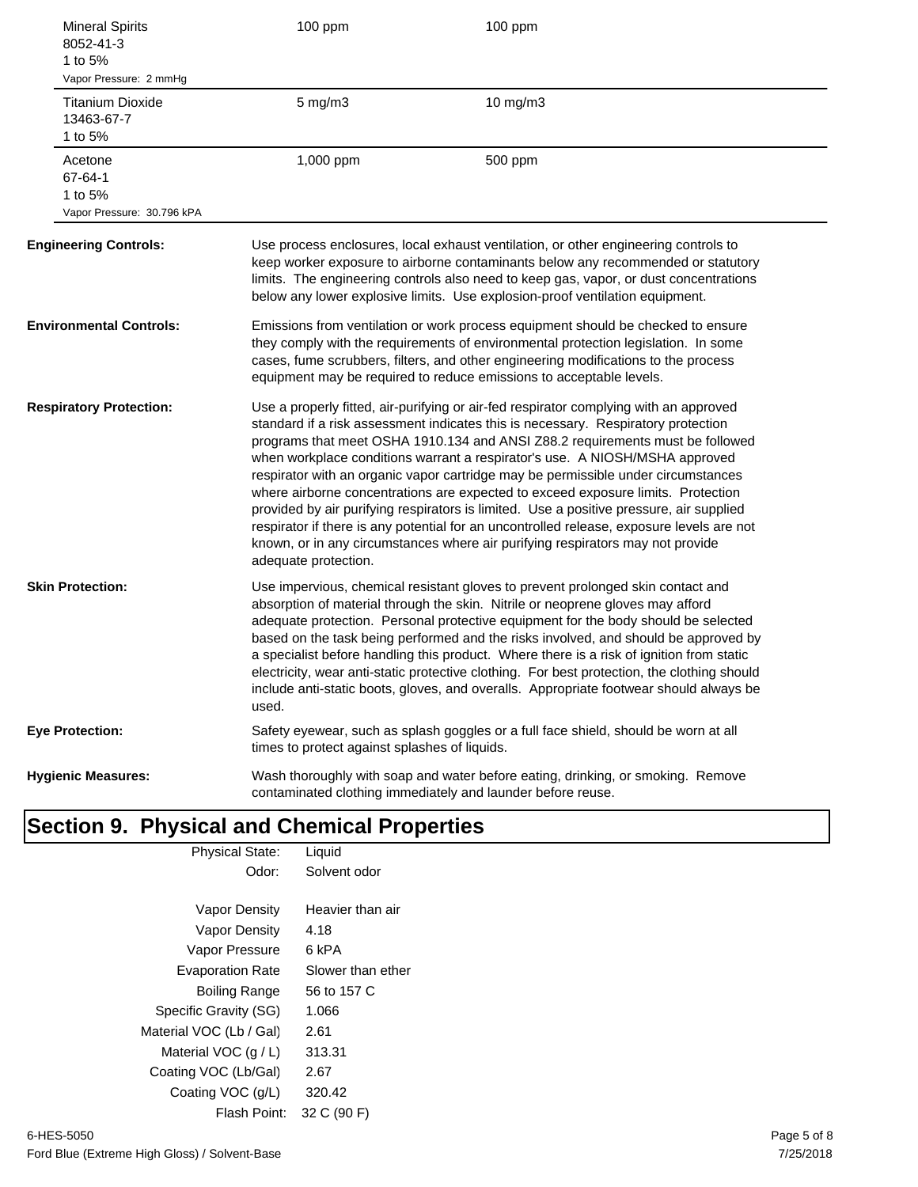| Component | | |
|---|---|---|
| Mineral Spirits<br>8052-41-3<br>1 to 5%<br>Vapor Pressure: 2 mmHg | 100 ppm | 100 ppm |
| Titanium Dioxide<br>13463-67-7<br>1 to 5% | 5 mg/m3 | 10 mg/m3 |
| Acetone<br>67-64-1<br>1 to 5%<br>Vapor Pressure: 30.796 kPA | 1,000 ppm | 500 ppm |

**Engineering Controls:** Use process enclosures, local exhaust ventilation, or other engineering controls to keep worker exposure to airborne contaminants below any recommended or statutory limits. The engineering controls also need to keep gas, vapor, or dust concentrations below any lower explosive limits. Use explosion-proof ventilation equipment.

**Environmental Controls:** Emissions from ventilation or work process equipment should be checked to ensure they comply with the requirements of environmental protection legislation. In some cases, fume scrubbers, filters, and other engineering modifications to the process equipment may be required to reduce emissions to acceptable levels.

**Respiratory Protection:** Use a properly fitted, air-purifying or air-fed respirator complying with an approved standard if a risk assessment indicates this is necessary. Respiratory protection programs that meet OSHA 1910.134 and ANSI Z88.2 requirements must be followed when workplace conditions warrant a respirator's use. A NIOSH/MSHA approved respirator with an organic vapor cartridge may be permissible under circumstances where airborne concentrations are expected to exceed exposure limits. Protection provided by air purifying respirators is limited. Use a positive pressure, air supplied respirator if there is any potential for an uncontrolled release, exposure levels are not known, or in any circumstances where air purifying respirators may not provide adequate protection.

**Skin Protection:** Use impervious, chemical resistant gloves to prevent prolonged skin contact and absorption of material through the skin. Nitrile or neoprene gloves may afford adequate protection. Personal protective equipment for the body should be selected based on the task being performed and the risks involved, and should be approved by a specialist before handling this product. Where there is a risk of ignition from static electricity, wear anti-static protective clothing. For best protection, the clothing should include anti-static boots, gloves, and overalls. Appropriate footwear should always be used.

**Eye Protection:** Safety eyewear, such as splash goggles or a full face shield, should be worn at all times to protect against splashes of liquids.

**Hygienic Measures:** Wash thoroughly with soap and water before eating, drinking, or smoking. Remove contaminated clothing immediately and launder before reuse.

# Section 9. Physical and Chemical Properties

| Property | Value |
|---|---|
| Physical State: | Liquid |
| Odor: | Solvent odor |
| Vapor Density | Heavier than air |
| Vapor Density | 4.18 |
| Vapor Pressure | 6 kPA |
| Evaporation Rate | Slower than ether |
| Boiling Range | 56 to 157 C |
| Specific Gravity (SG) | 1.066 |
| Material VOC (Lb / Gal) | 2.61 |
| Material VOC (g / L) | 313.31 |
| Coating VOC (Lb/Gal) | 2.67 |
| Coating VOC (g/L) | 320.42 |
| Flash Point: | 32 C (90 F) |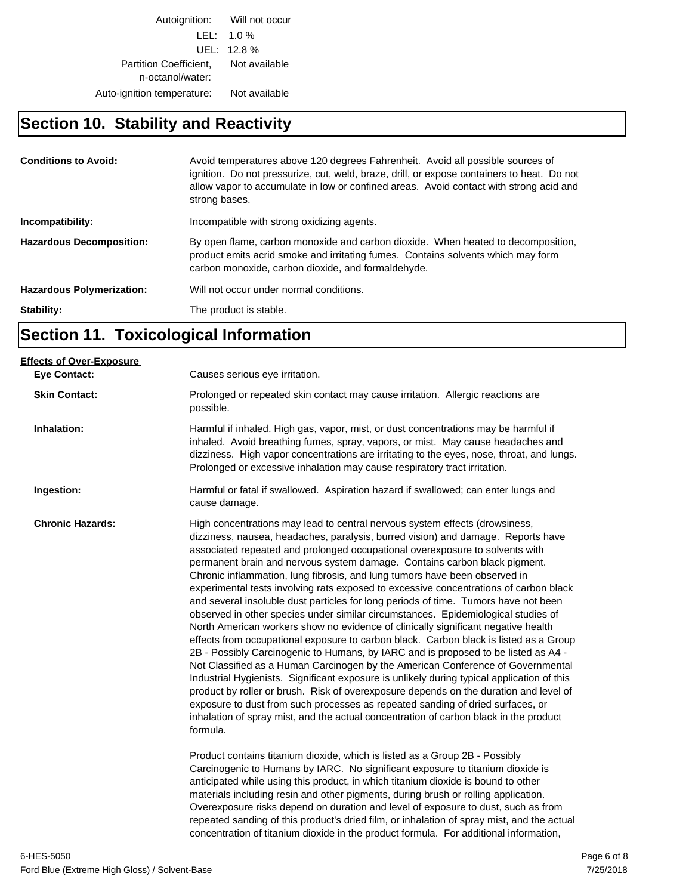| | |
|---|---|
| Autoignition: | Will not occur |
| LEL: | 1.0 % |
| UEL: | 12.8 % |
| Partition Coefficient, n-octanol/water: | Not available |
| Auto-ignition temperature: | Not available |

## Section 10. Stability and Reactivity

**Conditions to Avoid:** Avoid temperatures above 120 degrees Fahrenheit. Avoid all possible sources of ignition. Do not pressurize, cut, weld, braze, drill, or expose containers to heat. Do not allow vapor to accumulate in low or confined areas. Avoid contact with strong acid and strong bases.

**Incompatibility:** Incompatible with strong oxidizing agents.

**Hazardous Decomposition:** By open flame, carbon monoxide and carbon dioxide. When heated to decomposition, product emits acrid smoke and irritating fumes. Contains solvents which may form carbon monoxide, carbon dioxide, and formaldehyde.

**Hazardous Polymerization:** Will not occur under normal conditions.

**Stability:** The product is stable.

## Section 11. Toxicological Information

**Effects of Over-Exposure**

**Eye Contact:** Causes serious eye irritation.

**Skin Contact:** Prolonged or repeated skin contact may cause irritation. Allergic reactions are possible.

**Inhalation:** Harmful if inhaled. High gas, vapor, mist, or dust concentrations may be harmful if inhaled. Avoid breathing fumes, spray, vapors, or mist. May cause headaches and dizziness. High vapor concentrations are irritating to the eyes, nose, throat, and lungs. Prolonged or excessive inhalation may cause respiratory tract irritation.

**Ingestion:** Harmful or fatal if swallowed. Aspiration hazard if swallowed; can enter lungs and cause damage.

**Chronic Hazards:** High concentrations may lead to central nervous system effects (drowsiness, dizziness, nausea, headaches, paralysis, burred vision) and damage. Reports have associated repeated and prolonged occupational overexposure to solvents with permanent brain and nervous system damage. Contains carbon black pigment. Chronic inflammation, lung fibrosis, and lung tumors have been observed in experimental tests involving rats exposed to excessive concentrations of carbon black and several insoluble dust particles for long periods of time. Tumors have not been observed in other species under similar circumstances. Epidemiological studies of North American workers show no evidence of clinically significant negative health effects from occupational exposure to carbon black. Carbon black is listed as a Group 2B - Possibly Carcinogenic to Humans, by IARC and is proposed to be listed as A4 - Not Classified as a Human Carcinogen by the American Conference of Governmental Industrial Hygienists. Significant exposure is unlikely during typical application of this product by roller or brush. Risk of overexposure depends on the duration and level of exposure to dust from such processes as repeated sanding of dried surfaces, or inhalation of spray mist, and the actual concentration of carbon black in the product formula.

Product contains titanium dioxide, which is listed as a Group 2B - Possibly Carcinogenic to Humans by IARC. No significant exposure to titanium dioxide is anticipated while using this product, in which titanium dioxide is bound to other materials including resin and other pigments, during brush or rolling application. Overexposure risks depend on duration and level of exposure to dust, such as from repeated sanding of this product's dried film, or inhalation of spray mist, and the actual concentration of titanium dioxide in the product formula. For additional information,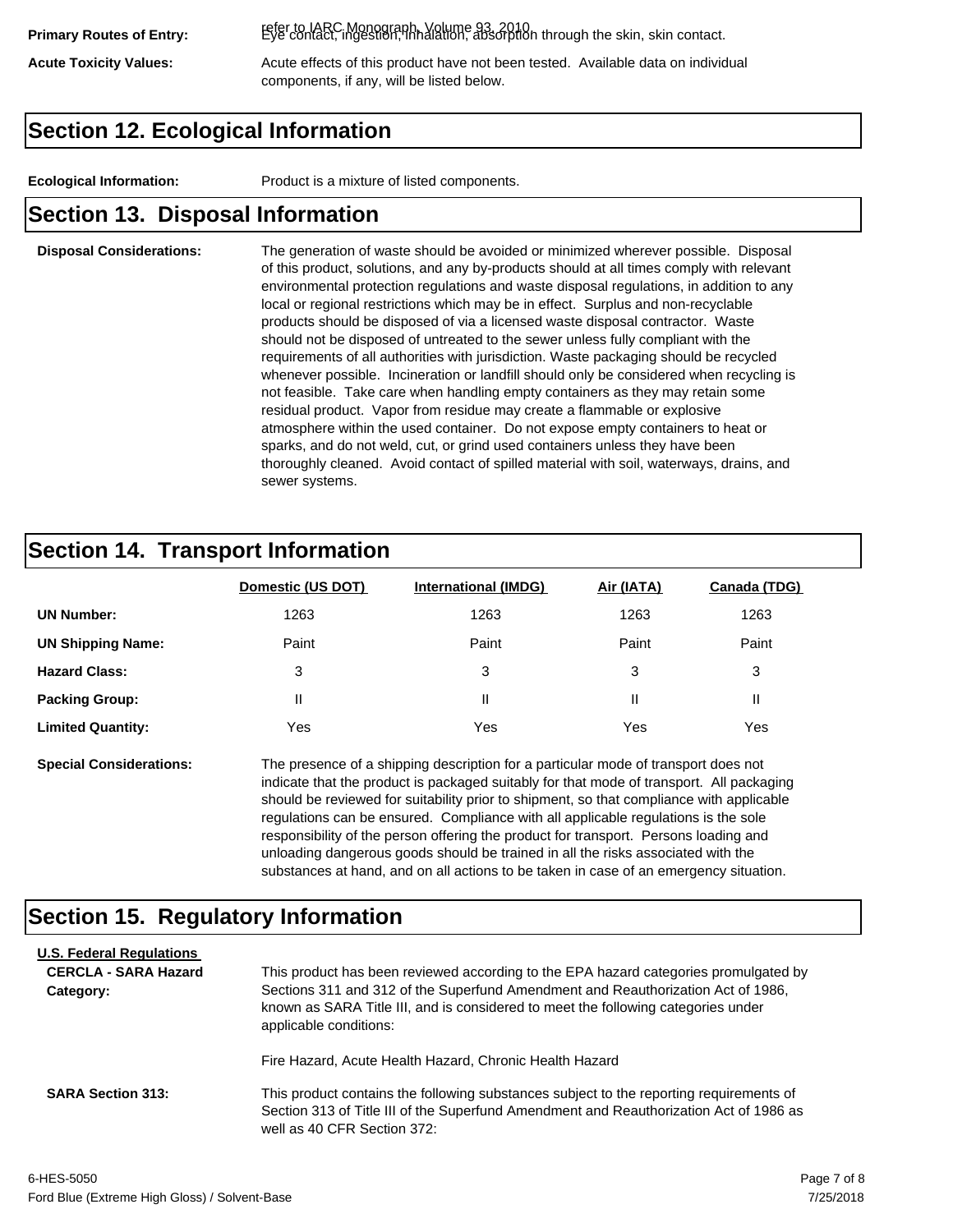refer to IARC Monograph, Volume 93, 2010

**Primary Routes of Entry:** Eye contact, ingestion, inhalation, absorption through the skin, skin contact.

**Acute Toxicity Values:** Acute effects of this product have not been tested. Available data on individual components, if any, will be listed below.

## Section 12. Ecological Information

**Ecological Information:** Product is a mixture of listed components.

## Section 13. Disposal Information

**Disposal Considerations:** The generation of waste should be avoided or minimized wherever possible. Disposal of this product, solutions, and any by-products should at all times comply with relevant environmental protection regulations and waste disposal regulations, in addition to any local or regional restrictions which may be in effect. Surplus and non-recyclable products should be disposed of via a licensed waste disposal contractor. Waste should not be disposed of untreated to the sewer unless fully compliant with the requirements of all authorities with jurisdiction. Waste packaging should be recycled whenever possible. Incineration or landfill should only be considered when recycling is not feasible. Take care when handling empty containers as they may retain some residual product. Vapor from residue may create a flammable or explosive atmosphere within the used container. Do not expose empty containers to heat or sparks, and do not weld, cut, or grind used containers unless they have been thoroughly cleaned. Avoid contact of spilled material with soil, waterways, drains, and sewer systems.

## Section 14. Transport Information

| | Domestic (US DOT) | International (IMDG) | Air (IATA) | Canada (TDG) |
|---|---|---|---|---|
| **UN Number:** | 1263 | 1263 | 1263 | 1263 |
| **UN Shipping Name:** | Paint | Paint | Paint | Paint |
| **Hazard Class:** | 3 | 3 | 3 | 3 |
| **Packing Group:** | II | II | II | II |
| **Limited Quantity:** | Yes | Yes | Yes | Yes |

**Special Considerations:** The presence of a shipping description for a particular mode of transport does not indicate that the product is packaged suitably for that mode of transport. All packaging should be reviewed for suitability prior to shipment, so that compliance with applicable regulations can be ensured. Compliance with all applicable regulations is the sole responsibility of the person offering the product for transport. Persons loading and unloading dangerous goods should be trained in all the risks associated with the substances at hand, and on all actions to be taken in case of an emergency situation.

## Section 15. Regulatory Information

**U.S. Federal Regulations**

**CERCLA - SARA Hazard Category:** This product has been reviewed according to the EPA hazard categories promulgated by Sections 311 and 312 of the Superfund Amendment and Reauthorization Act of 1986, known as SARA Title III, and is considered to meet the following categories under applicable conditions:

Fire Hazard, Acute Health Hazard, Chronic Health Hazard

**SARA Section 313:** This product contains the following substances subject to the reporting requirements of Section 313 of Title III of the Superfund Amendment and Reauthorization Act of 1986 as well as 40 CFR Section 372:

6-HES-5050
Ford Blue (Extreme High Gloss) / Solvent-Base
7/25/2018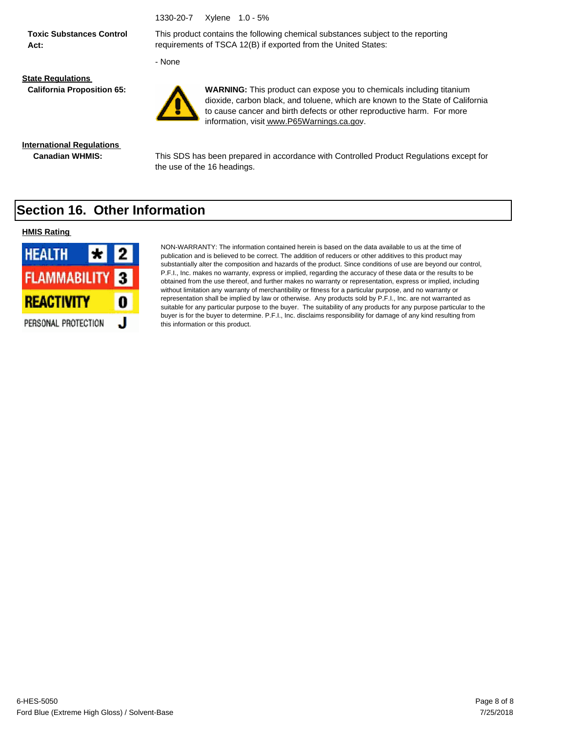1330-20-7 Xylene 1.0 - 5%

**Toxic Substances Control Act:**

This product contains the following chemical substances subject to the reporting requirements of TSCA 12(B) if exported from the United States:

- None

**State Regulations**

**California Proposition 65:**

**WARNING:** This product can expose you to chemicals including titanium dioxide, carbon black, and toluene, which are known to the State of California to cause cancer and birth defects or other reproductive harm. For more information, visit www.P65Warnings.ca.gov.

**International Regulations**

**Canadian WHMIS:**

This SDS has been prepared in accordance with Controlled Product Regulations except for the use of the 16 headings.

## Section 16. Other Information

**HMIS Rating**

| | | |
|---|---|---|
| HEALTH | * | 2 |
| FLAMMABILITY | | 3 |
| REACTIVITY | | 0 |
| PERSONAL PROTECTION | | J |

NON-WARRANTY: The information contained herein is based on the data available to us at the time of publication and is believed to be correct. The addition of reducers or other additives to this product may substantially alter the composition and hazards of the product. Since conditions of use are beyond our control, P.F.I., Inc. makes no warranty, express or implied, regarding the accuracy of these data or the results to be obtained from the use thereof, and further makes no warranty or representation, express or implied, including without limitation any warranty of merchantibility or fitness for a particular purpose, and no warranty or representation shall be implied by law or otherwise. Any products sold by P.F.I., Inc. are not warranted as suitable for any particular purpose to the buyer. The suitability of any products for any purpose particular to the buyer is for the buyer to determine. P.F.I., Inc. disclaims responsibility for damage of any kind resulting from this information or this product.